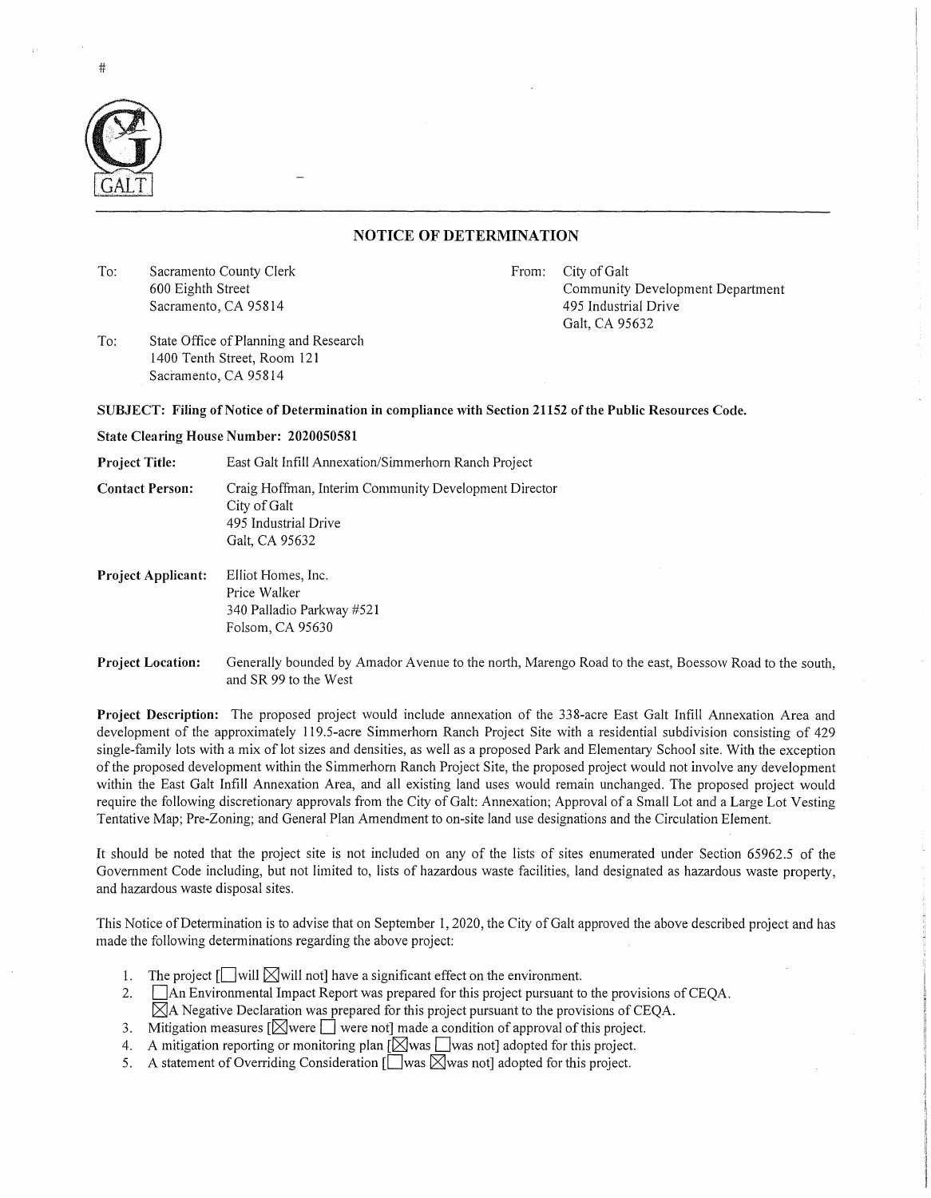# NOTICE OF DETERMINATION

To: Sacramento County Clerk
600 Eighth Street
Sacramento, CA 95814

From: City of Galt
Community Development Department
495 Industrial Drive
Galt, CA 95632

To: State Office of Planning and Research
1400 Tenth Street, Room 121
Sacramento, CA 95814

**SUBJECT: Filing of Notice of Determination in compliance with Section 21152 of the Public Resources Code.**

**State Clearing House Number: 2020050581**

**Project Title:** East Galt Infill Annexation/Simmerhorn Ranch Project

**Contact Person:** Craig Hoffman, Interim Community Development Director
City of Galt
495 Industrial Drive
Galt, CA 95632

**Project Applicant:** Elliot Homes, Inc.
Price Walker
340 Palladio Parkway #521
Folsom, CA 95630

**Project Location:** Generally bounded by Amador Avenue to the north, Marengo Road to the east, Boessow Road to the south, and SR 99 to the West

**Project Description:** The proposed project would include annexation of the 338-acre East Galt Infill Annexation Area and development of the approximately 119.5-acre Simmerhorn Ranch Project Site with a residential subdivision consisting of 429 single-family lots with a mix of lot sizes and densities, as well as a proposed Park and Elementary School site. With the exception of the proposed development within the Simmerhorn Ranch Project Site, the proposed project would not involve any development within the East Galt Infill Annexation Area, and all existing land uses would remain unchanged. The proposed project would require the following discretionary approvals from the City of Galt: Annexation; Approval of a Small Lot and a Large Lot Vesting Tentative Map; Pre-Zoning; and General Plan Amendment to on-site land use designations and the Circulation Element.

It should be noted that the project site is not included on any of the lists of sites enumerated under Section 65962.5 of the Government Code including, but not limited to, lists of hazardous waste facilities, land designated as hazardous waste property, and hazardous waste disposal sites.

This Notice of Determination is to advise that on September 1, 2020, the City of Galt approved the above described project and has made the following determinations regarding the above project:

1. The project [☐ will ☒ will not] have a significant effect on the environment.
2. ☐ An Environmental Impact Report was prepared for this project pursuant to the provisions of CEQA.
   ☒ A Negative Declaration was prepared for this project pursuant to the provisions of CEQA.
3. Mitigation measures [☒ were ☐ were not] made a condition of approval of this project.
4. A mitigation reporting or monitoring plan [☒ was ☐ was not] adopted for this project.
5. A statement of Overriding Consideration [☐ was ☒ was not] adopted for this project.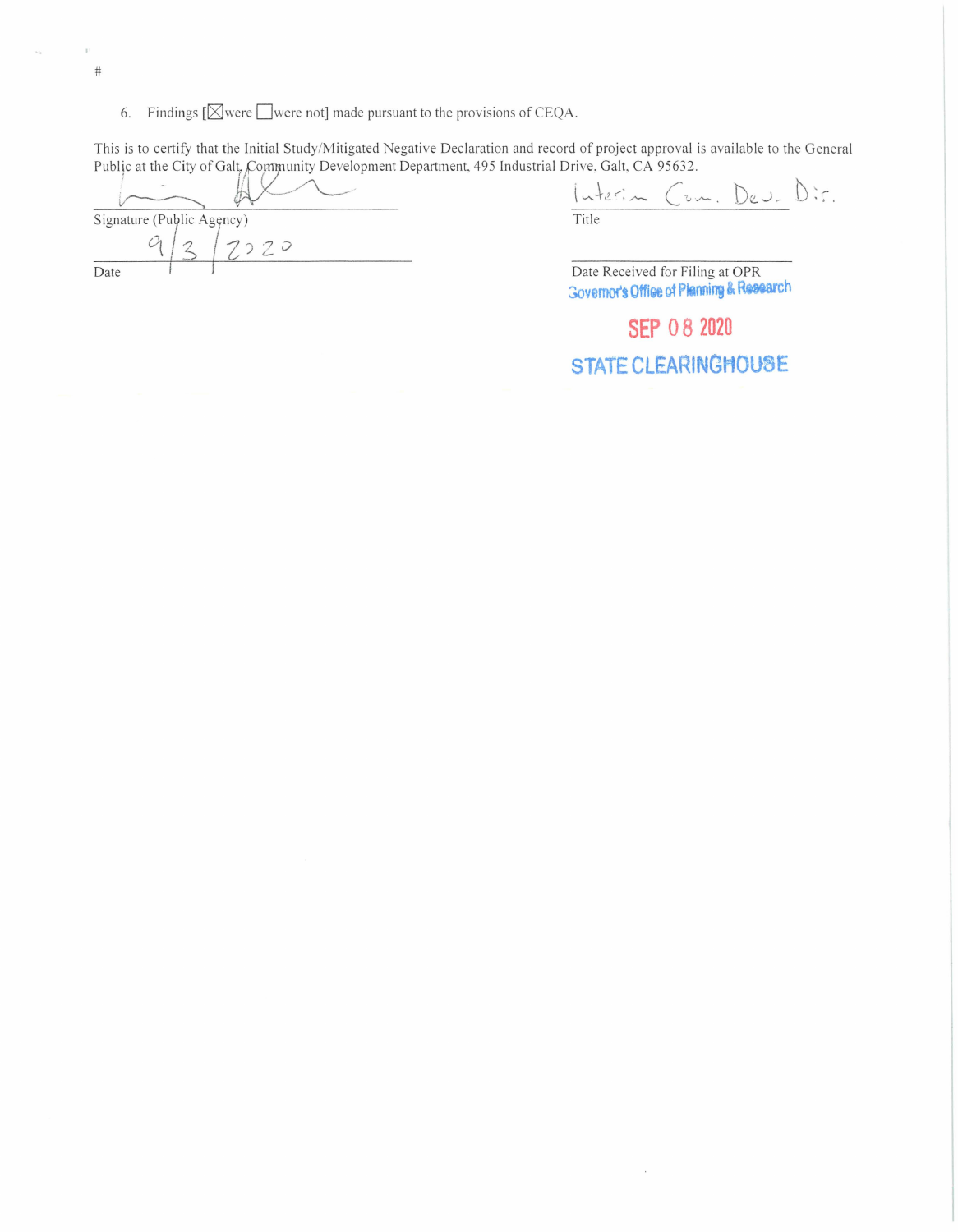#

6. Findings [☒were ☐were not] made pursuant to the provisions of CEQA.

This is to certify that the Initial Study/Mitigated Negative Declaration and record of project approval is available to the General Public at the City of Galt, Community Development Department, 495 Industrial Drive, Galt, CA 95632.

Signature (Public Agency)

Interim Com. Dev. Dir.
Title

9/3/2020
Date

Date Received for Filing at OPR

Governor's Office of Planning & Research

SEP 08 2020

STATE CLEARINGHOUSE